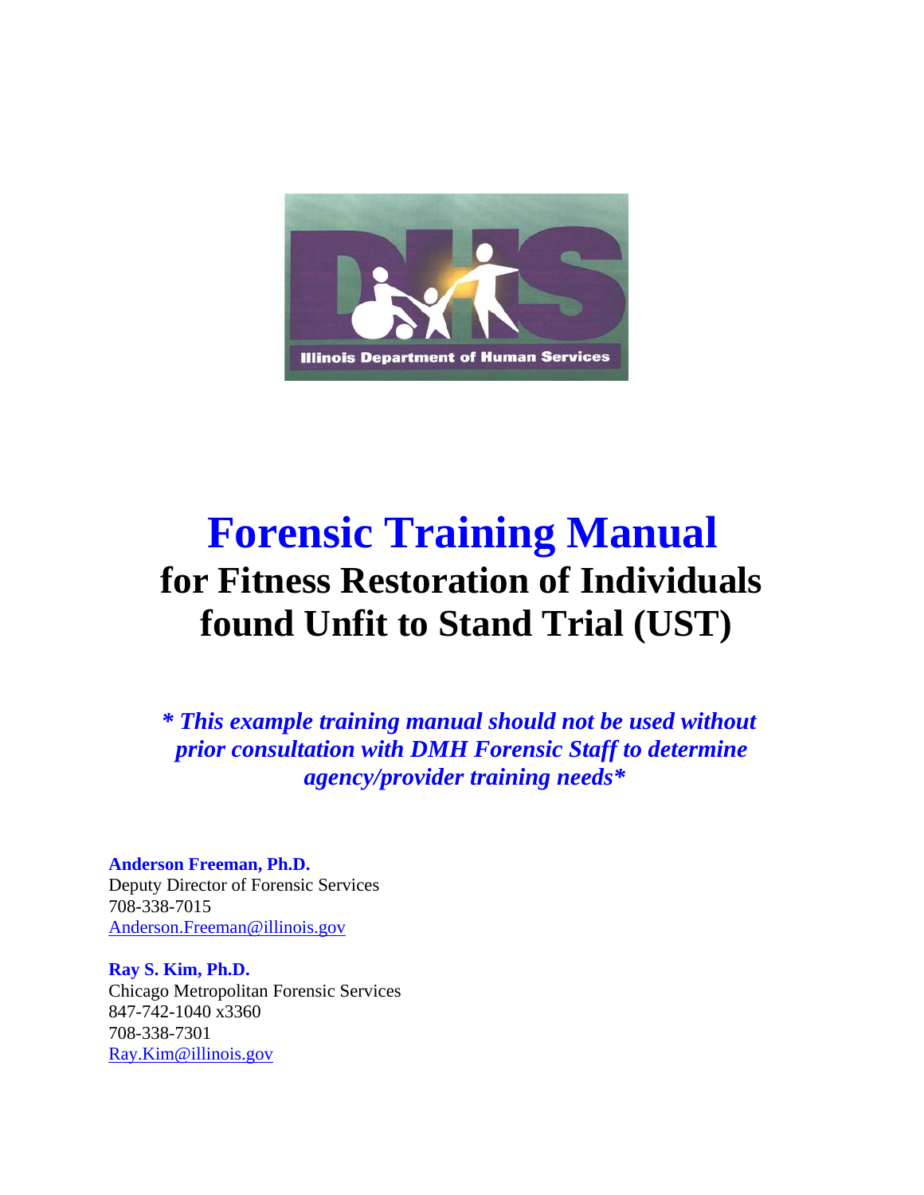# Forensic Training Manual

## for Fitness Restoration of Individuals found Unfit to Stand Trial (UST)

***\* This example training manual should not be used without prior consultation with DMH Forensic Staff to determine agency/provider training needs\****

**Anderson Freeman, Ph.D.**
Deputy Director of Forensic Services
708-338-7015
Anderson.Freeman@illinois.gov

**Ray S. Kim, Ph.D.**
Chicago Metropolitan Forensic Services
847-742-1040 x3360
708-338-7301
Ray.Kim@illinois.gov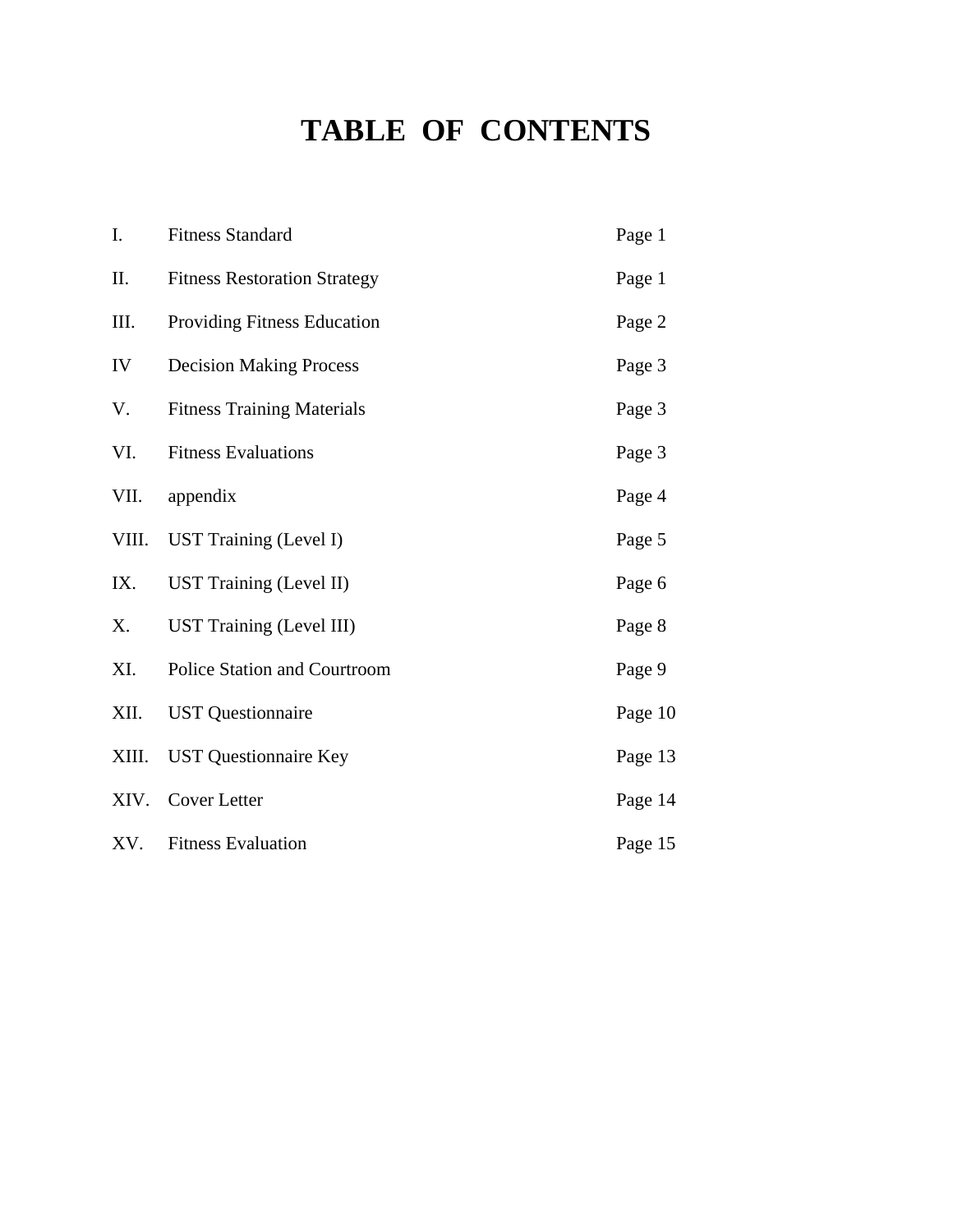# TABLE OF CONTENTS

| | | |
|---|---|---|
| I. | Fitness Standard | Page 1 |
| II. | Fitness Restoration Strategy | Page 1 |
| III. | Providing Fitness Education | Page 2 |
| IV | Decision Making Process | Page 3 |
| V. | Fitness Training Materials | Page 3 |
| VI. | Fitness Evaluations | Page 3 |
| VII. | appendix | Page 4 |
| VIII. | UST Training (Level I) | Page 5 |
| IX. | UST Training (Level II) | Page 6 |
| X. | UST Training (Level III) | Page 8 |
| XI. | Police Station and Courtroom | Page 9 |
| XII. | UST Questionnaire | Page 10 |
| XIII. | UST Questionnaire Key | Page 13 |
| XIV. | Cover Letter | Page 14 |
| XV. | Fitness Evaluation | Page 15 |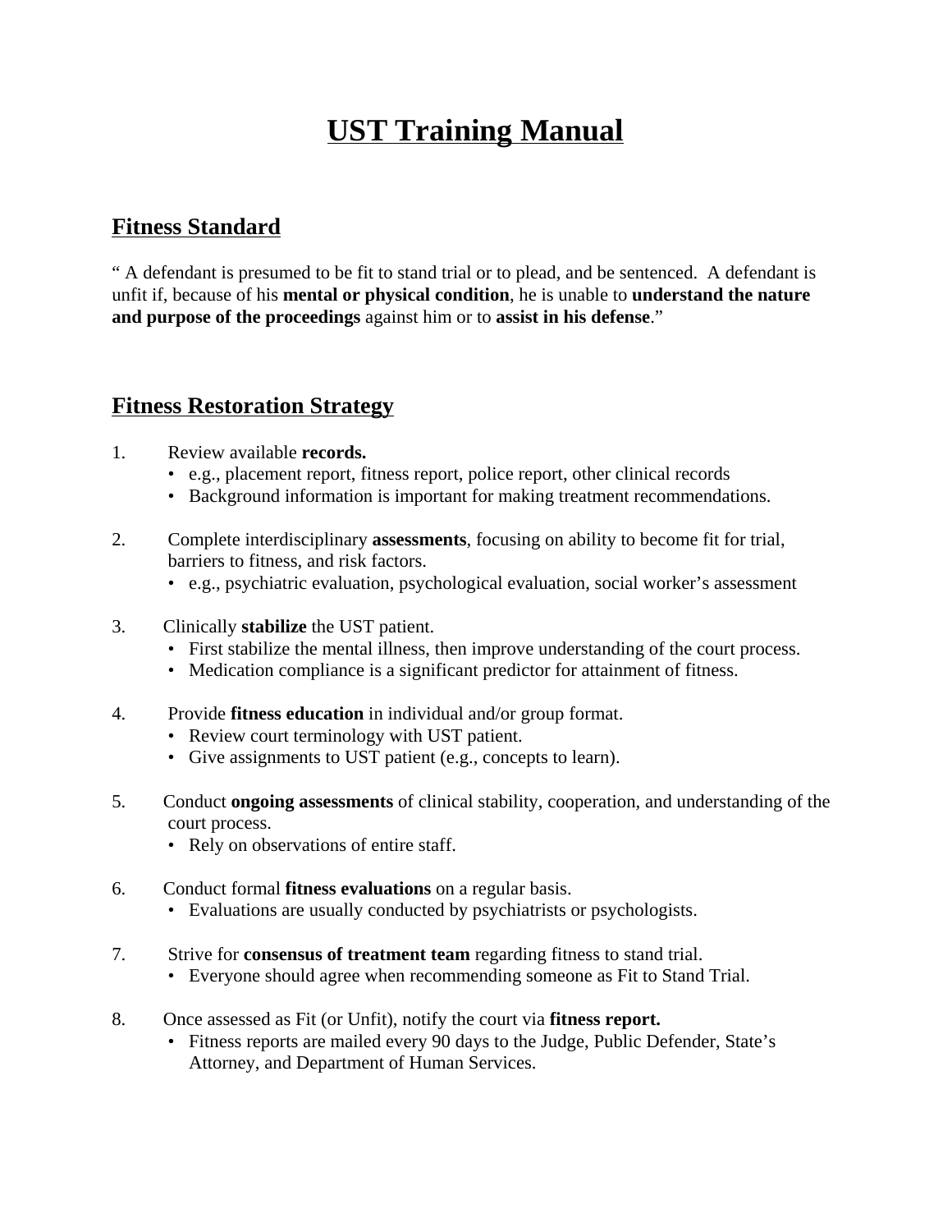# UST Training Manual

## Fitness Standard

" A defendant is presumed to be fit to stand trial or to plead, and be sentenced. A defendant is unfit if, because of his **mental or physical condition**, he is unable to **understand the nature and purpose of the proceedings** against him or to **assist in his defense**."

## Fitness Restoration Strategy

1. Review available **records.**
   - e.g., placement report, fitness report, police report, other clinical records
   - Background information is important for making treatment recommendations.

2. Complete interdisciplinary **assessments**, focusing on ability to become fit for trial, barriers to fitness, and risk factors.
   - e.g., psychiatric evaluation, psychological evaluation, social worker's assessment

3. Clinically **stabilize** the UST patient.
   - First stabilize the mental illness, then improve understanding of the court process.
   - Medication compliance is a significant predictor for attainment of fitness.

4. Provide **fitness education** in individual and/or group format.
   - Review court terminology with UST patient.
   - Give assignments to UST patient (e.g., concepts to learn).

5. Conduct **ongoing assessments** of clinical stability, cooperation, and understanding of the court process.
   - Rely on observations of entire staff.

6. Conduct formal **fitness evaluations** on a regular basis.
   - Evaluations are usually conducted by psychiatrists or psychologists.

7. Strive for **consensus of treatment team** regarding fitness to stand trial.
   - Everyone should agree when recommending someone as Fit to Stand Trial.

8. Once assessed as Fit (or Unfit), notify the court via **fitness report.**
   - Fitness reports are mailed every 90 days to the Judge, Public Defender, State's Attorney, and Department of Human Services.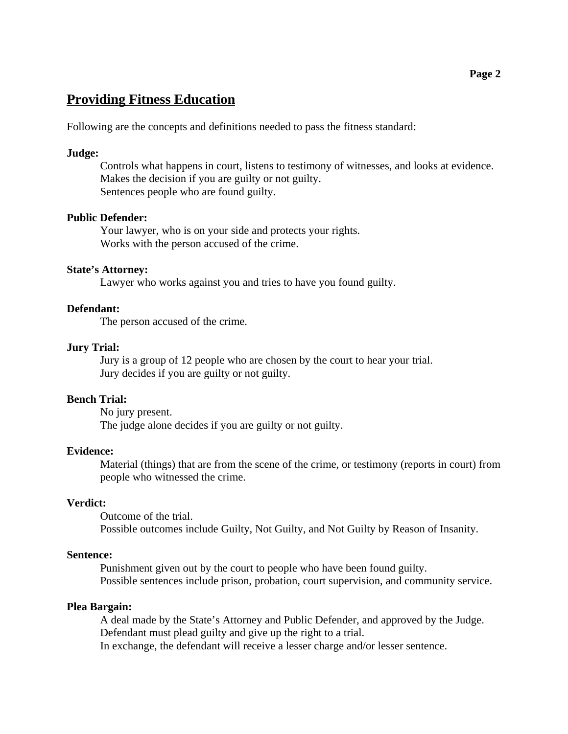## Providing Fitness Education

Following are the concepts and definitions needed to pass the fitness standard:

**Judge:**

Controls what happens in court, listens to testimony of witnesses, and looks at evidence.
Makes the decision if you are guilty or not guilty.
Sentences people who are found guilty.

**Public Defender:**

Your lawyer, who is on your side and protects your rights.
Works with the person accused of the crime.

**State's Attorney:**

Lawyer who works against you and tries to have you found guilty.

**Defendant:**

The person accused of the crime.

**Jury Trial:**

Jury is a group of 12 people who are chosen by the court to hear your trial.
Jury decides if you are guilty or not guilty.

**Bench Trial:**

No jury present.
The judge alone decides if you are guilty or not guilty.

**Evidence:**

Material (things) that are from the scene of the crime, or testimony (reports in court) from people who witnessed the crime.

**Verdict:**

Outcome of the trial.
Possible outcomes include Guilty, Not Guilty, and Not Guilty by Reason of Insanity.

**Sentence:**

Punishment given out by the court to people who have been found guilty.
Possible sentences include prison, probation, court supervision, and community service.

**Plea Bargain:**

A deal made by the State's Attorney and Public Defender, and approved by the Judge.
Defendant must plead guilty and give up the right to a trial.
In exchange, the defendant will receive a lesser charge and/or lesser sentence.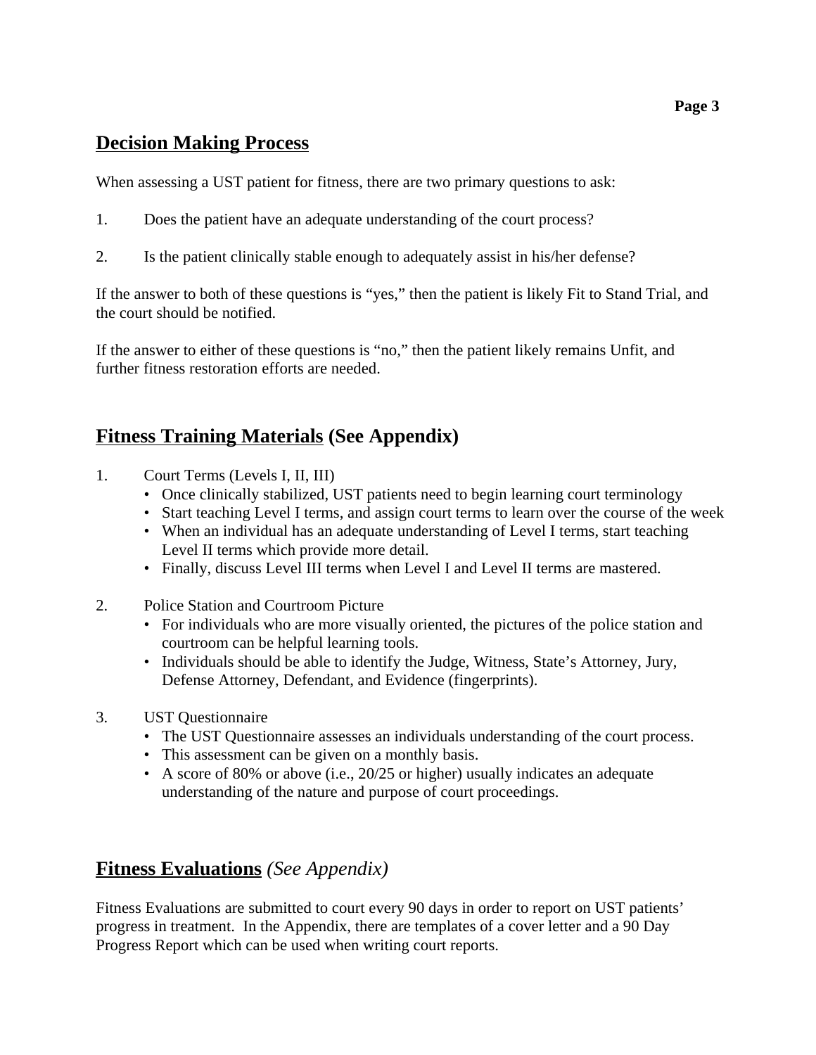## Decision Making Process

When assessing a UST patient for fitness, there are two primary questions to ask:

1. Does the patient have an adequate understanding of the court process?

2. Is the patient clinically stable enough to adequately assist in his/her defense?

If the answer to both of these questions is "yes," then the patient is likely Fit to Stand Trial, and the court should be notified.

If the answer to either of these questions is "no," then the patient likely remains Unfit, and further fitness restoration efforts are needed.

## Fitness Training Materials (See Appendix)

1. Court Terms (Levels I, II, III)
   - Once clinically stabilized, UST patients need to begin learning court terminology
   - Start teaching Level I terms, and assign court terms to learn over the course of the week
   - When an individual has an adequate understanding of Level I terms, start teaching Level II terms which provide more detail.
   - Finally, discuss Level III terms when Level I and Level II terms are mastered.

2. Police Station and Courtroom Picture
   - For individuals who are more visually oriented, the pictures of the police station and courtroom can be helpful learning tools.
   - Individuals should be able to identify the Judge, Witness, State's Attorney, Jury, Defense Attorney, Defendant, and Evidence (fingerprints).

3. UST Questionnaire
   - The UST Questionnaire assesses an individuals understanding of the court process.
   - This assessment can be given on a monthly basis.
   - A score of 80% or above (i.e., 20/25 or higher) usually indicates an adequate understanding of the nature and purpose of court proceedings.

## Fitness Evaluations *(See Appendix)*

Fitness Evaluations are submitted to court every 90 days in order to report on UST patients' progress in treatment. In the Appendix, there are templates of a cover letter and a 90 Day Progress Report which can be used when writing court reports.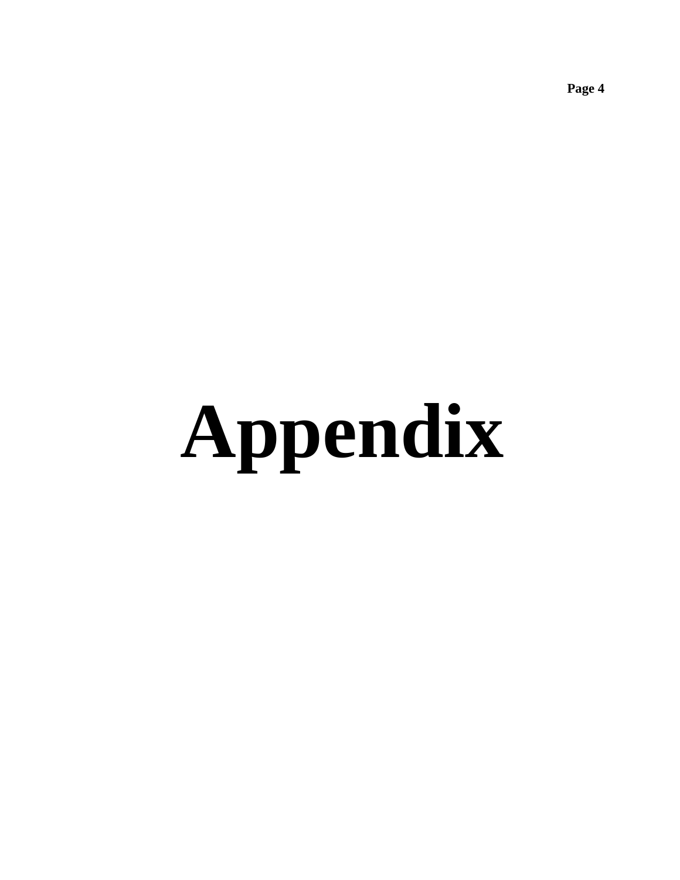# Appendix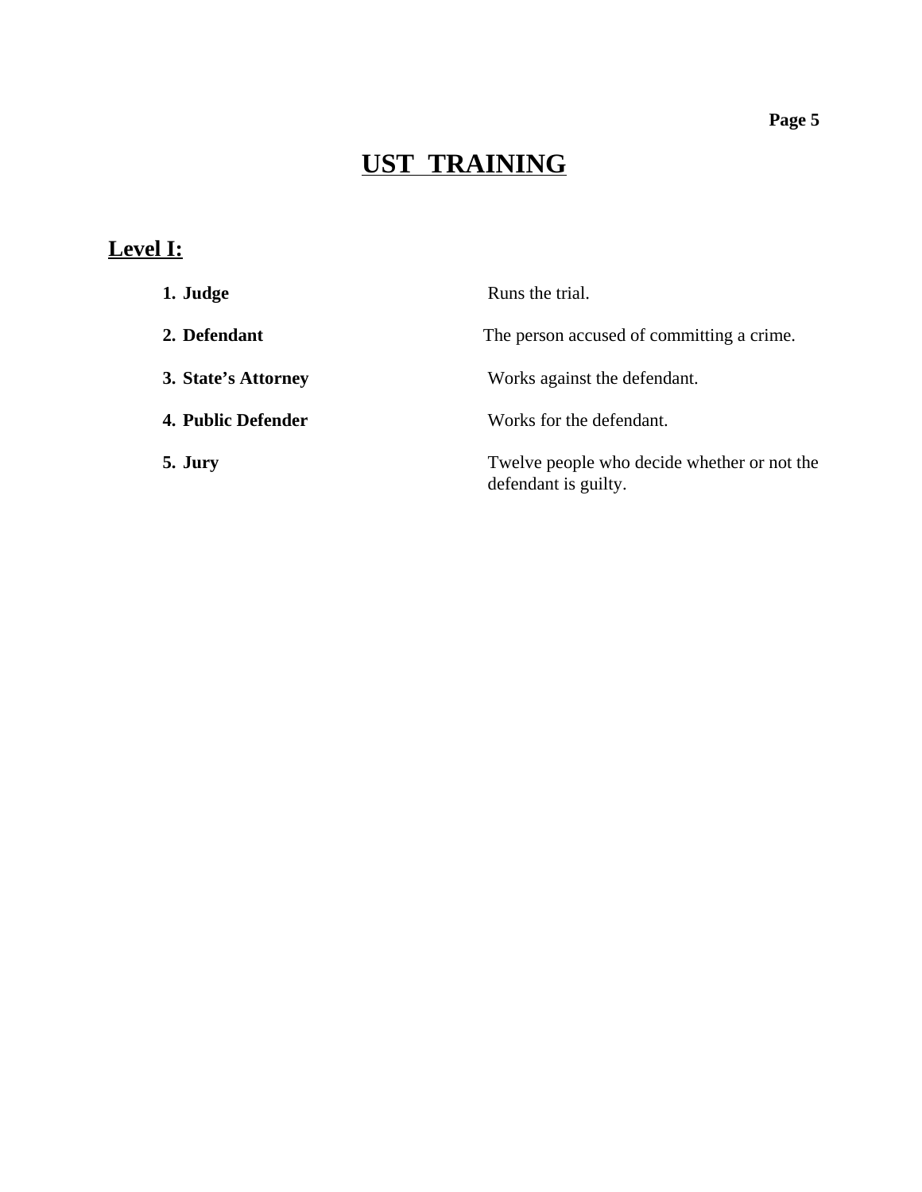# UST TRAINING

## Level I:

1. **Judge** — Runs the trial.
2. **Defendant** — The person accused of committing a crime.
3. **State's Attorney** — Works against the defendant.
4. **Public Defender** — Works for the defendant.
5. **Jury** — Twelve people who decide whether or not the defendant is guilty.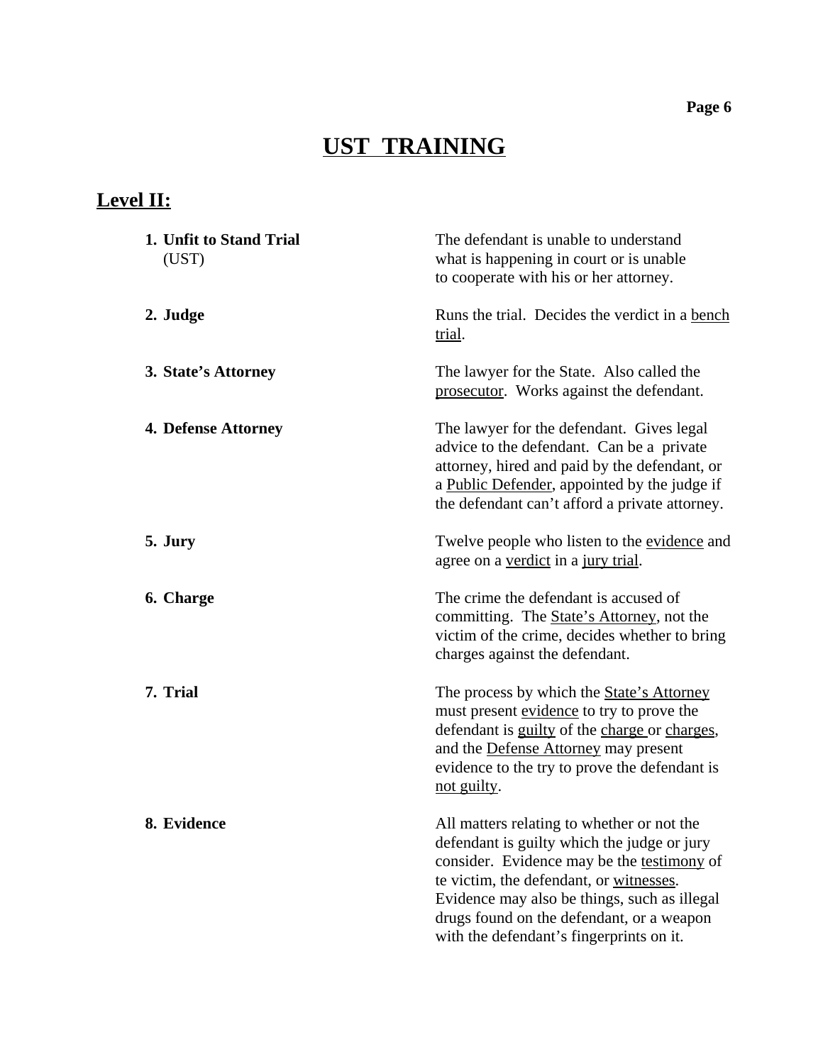# UST TRAINING

## Level II:

| | |
|---|---|
| **1. Unfit to Stand Trial** (UST) | The defendant is unable to understand what is happening in court or is unable to cooperate with his or her attorney. |
| **2. Judge** | Runs the trial. Decides the verdict in a <u>bench trial</u>. |
| **3. State's Attorney** | The lawyer for the State. Also called the <u>prosecutor</u>. Works against the defendant. |
| **4. Defense Attorney** | The lawyer for the defendant. Gives legal advice to the defendant. Can be a private attorney, hired and paid by the defendant, or a <u>Public Defender</u>, appointed by the judge if the defendant can't afford a private attorney. |
| **5. Jury** | Twelve people who listen to the <u>evidence</u> and agree on a <u>verdict</u> in a <u>jury trial</u>. |
| **6. Charge** | The crime the defendant is accused of committing. The <u>State's Attorney</u>, not the victim of the crime, decides whether to bring charges against the defendant. |
| **7. Trial** | The process by which the <u>State's Attorney</u> must present <u>evidence</u> to try to prove the defendant is <u>guilty</u> of the <u>charge</u> or <u>charges</u>, and the <u>Defense Attorney</u> may present evidence to the try to prove the defendant is <u>not guilty</u>. |
| **8. Evidence** | All matters relating to whether or not the defendant is guilty which the judge or jury consider. Evidence may be the <u>testimony</u> of te victim, the defendant, or <u>witnesses</u>. Evidence may also be things, such as illegal drugs found on the defendant, or a weapon with the defendant's fingerprints on it. |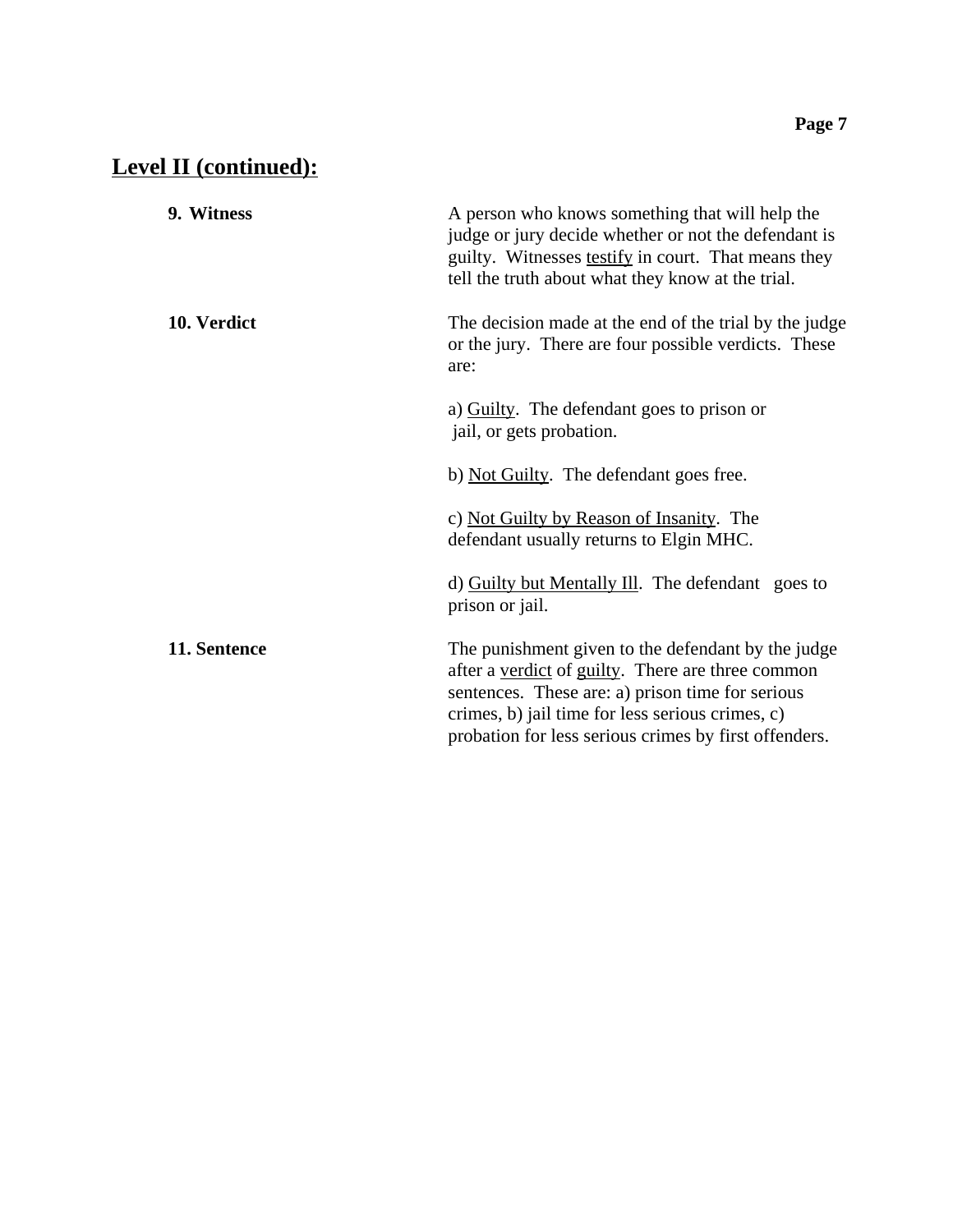## Level II (continued):

**9. Witness**

A person who knows something that will help the judge or jury decide whether or not the defendant is guilty. Witnesses testify in court. That means they tell the truth about what they know at the trial.

**10. Verdict**

The decision made at the end of the trial by the judge or the jury. There are four possible verdicts. These are:

a) Guilty. The defendant goes to prison or jail, or gets probation.

b) Not Guilty. The defendant goes free.

c) Not Guilty by Reason of Insanity. The defendant usually returns to Elgin MHC.

d) Guilty but Mentally Ill. The defendant goes to prison or jail.

**11. Sentence**

The punishment given to the defendant by the judge after a verdict of guilty. There are three common sentences. These are: a) prison time for serious crimes, b) jail time for less serious crimes, c) probation for less serious crimes by first offenders.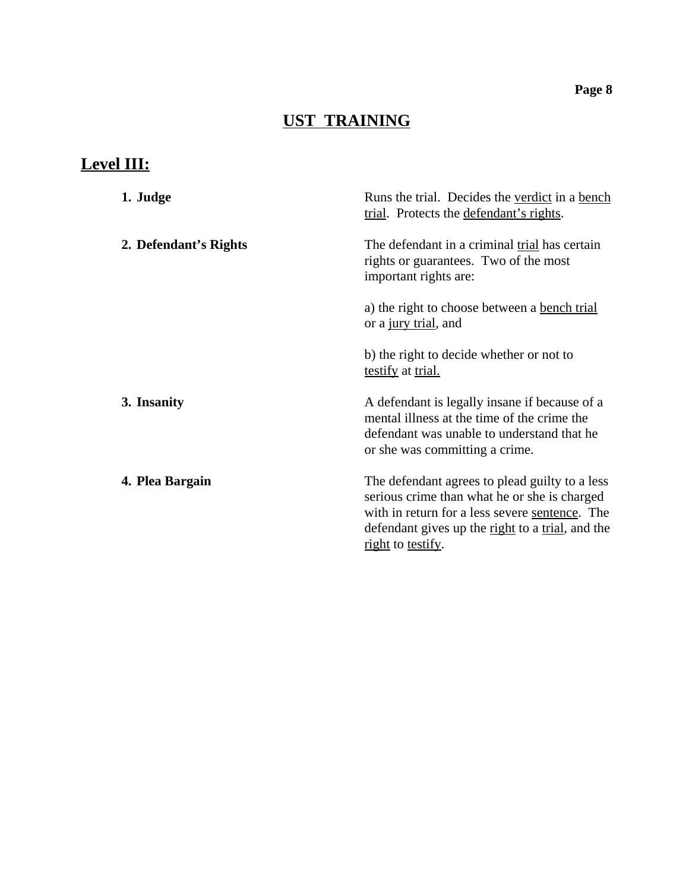## UST TRAINING

### Level III:

1. **Judge** — Runs the trial. Decides the verdict in a bench trial. Protects the defendant's rights.

2. **Defendant's Rights** — The defendant in a criminal trial has certain rights or guarantees. Two of the most important rights are:

   a) the right to choose between a bench trial or a jury trial, and

   b) the right to decide whether or not to testify at trial.

3. **Insanity** — A defendant is legally insane if because of a mental illness at the time of the crime the defendant was unable to understand that he or she was committing a crime.

4. **Plea Bargain** — The defendant agrees to plead guilty to a less serious crime than what he or she is charged with in return for a less severe sentence. The defendant gives up the right to a trial, and the right to testify.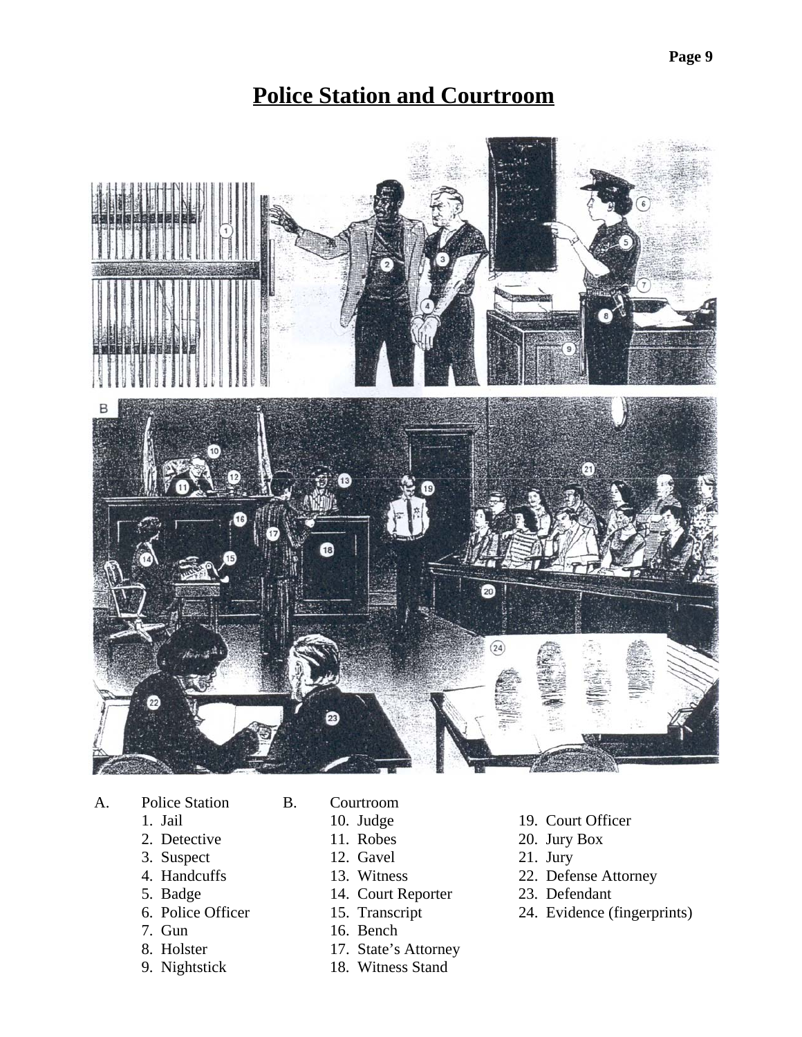# Police Station and Courtroom

A. Police Station
1. Jail
2. Detective
3. Suspect
4. Handcuffs
5. Badge
6. Police Officer
7. Gun
8. Holster
9. Nightstick

B. Courtroom
10. Judge
11. Robes
12. Gavel
13. Witness
14. Court Reporter
15. Transcript
16. Bench
17. State's Attorney
18. Witness Stand
19. Court Officer
20. Jury Box
21. Jury
22. Defense Attorney
23. Defendant
24. Evidence (fingerprints)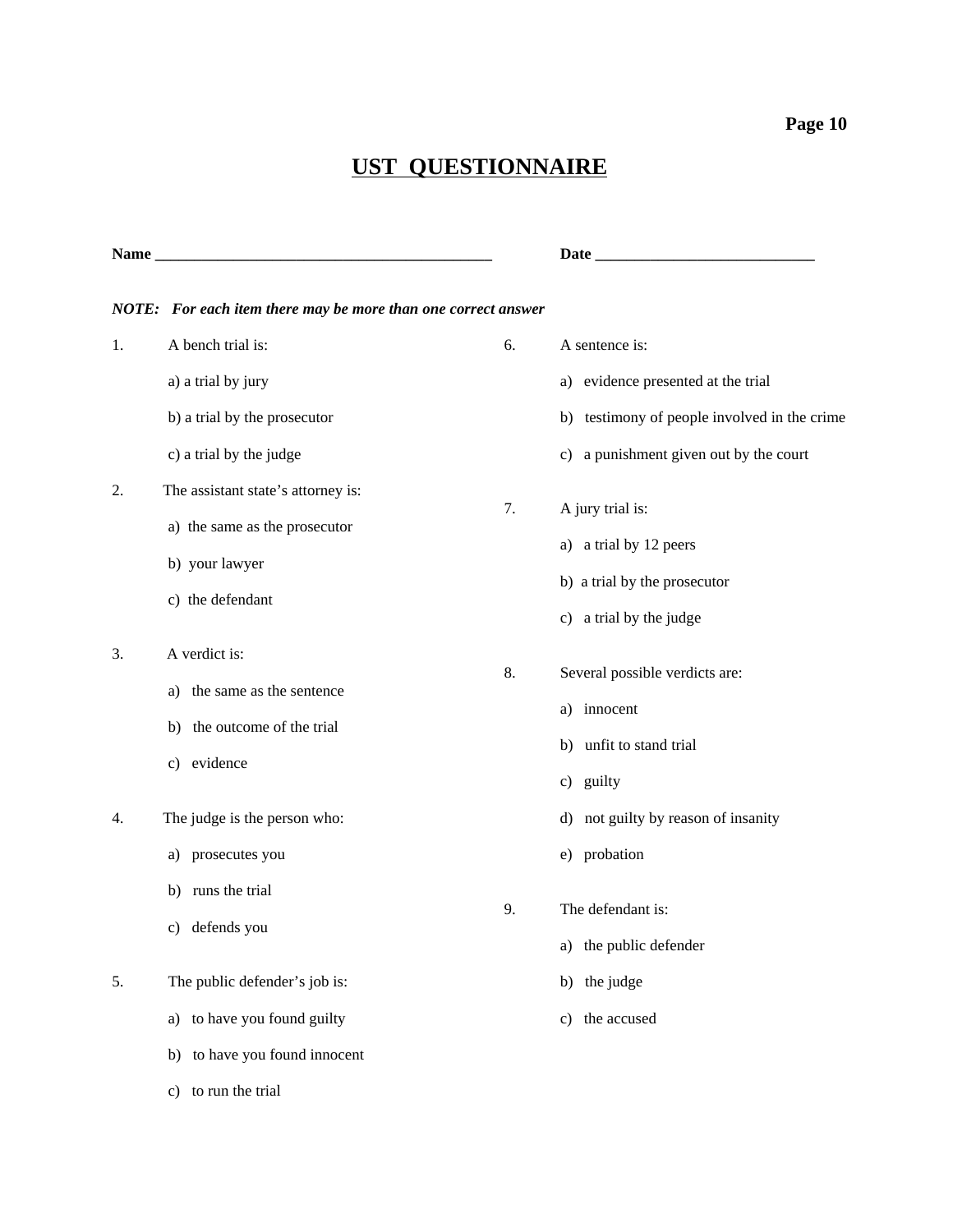# UST QUESTIONNAIRE

**Name ___________________________________________** **Date ____________________________**

***NOTE: For each item there may be more than one correct answer***

1. A bench trial is:

   a) a trial by jury

   b) a trial by the prosecutor

   c) a trial by the judge

2. The assistant state's attorney is:

   a) the same as the prosecutor

   b) your lawyer

   c) the defendant

3. A verdict is:

   a) the same as the sentence

   b) the outcome of the trial

   c) evidence

4. The judge is the person who:

   a) prosecutes you

   b) runs the trial

   c) defends you

5. The public defender's job is:

   a) to have you found guilty

   b) to have you found innocent

   c) to run the trial

6. A sentence is:

   a) evidence presented at the trial

   b) testimony of people involved in the crime

   c) a punishment given out by the court

7. A jury trial is:

   a) a trial by 12 peers

   b) a trial by the prosecutor

   c) a trial by the judge

8. Several possible verdicts are:

   a) innocent

   b) unfit to stand trial

   c) guilty

   d) not guilty by reason of insanity

   e) probation

9. The defendant is:

   a) the public defender

   b) the judge

   c) the accused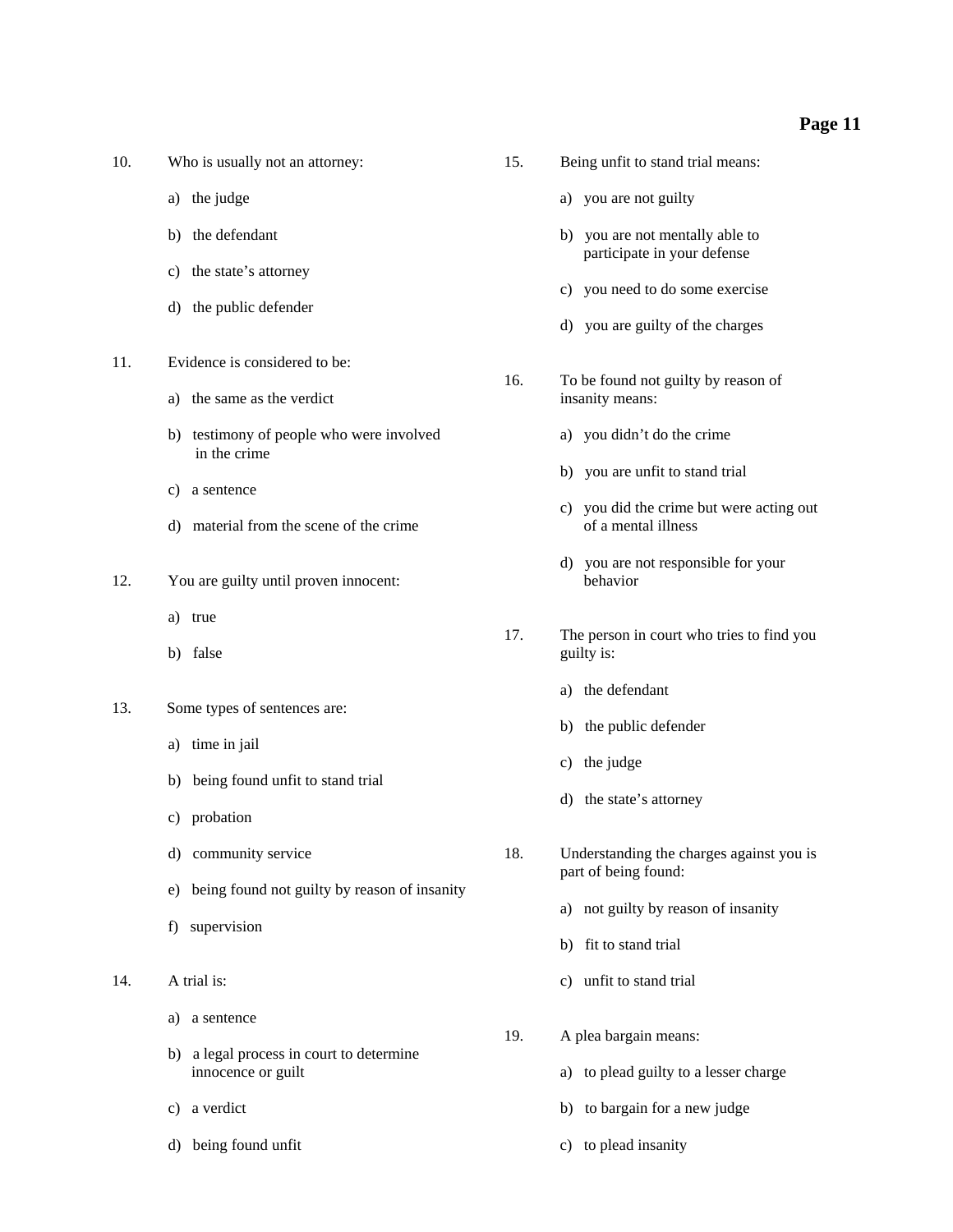10. Who is usually not an attorney:

    a) the judge

    b) the defendant

    c) the state's attorney

    d) the public defender

11. Evidence is considered to be:

    a) the same as the verdict

    b) testimony of people who were involved in the crime

    c) a sentence

    d) material from the scene of the crime

12. You are guilty until proven innocent:

    a) true

    b) false

13. Some types of sentences are:

    a) time in jail

    b) being found unfit to stand trial

    c) probation

    d) community service

    e) being found not guilty by reason of insanity

    f) supervision

14. A trial is:

    a) a sentence

    b) a legal process in court to determine innocence or guilt

    c) a verdict

    d) being found unfit

15. Being unfit to stand trial means:

    a) you are not guilty

    b) you are not mentally able to participate in your defense

    c) you need to do some exercise

    d) you are guilty of the charges

16. To be found not guilty by reason of insanity means:

    a) you didn't do the crime

    b) you are unfit to stand trial

    c) you did the crime but were acting out of a mental illness

    d) you are not responsible for your behavior

17. The person in court who tries to find you guilty is:

    a) the defendant

    b) the public defender

    c) the judge

    d) the state's attorney

18. Understanding the charges against you is part of being found:

    a) not guilty by reason of insanity

    b) fit to stand trial

    c) unfit to stand trial

19. A plea bargain means:

    a) to plead guilty to a lesser charge

    b) to bargain for a new judge

    c) to plead insanity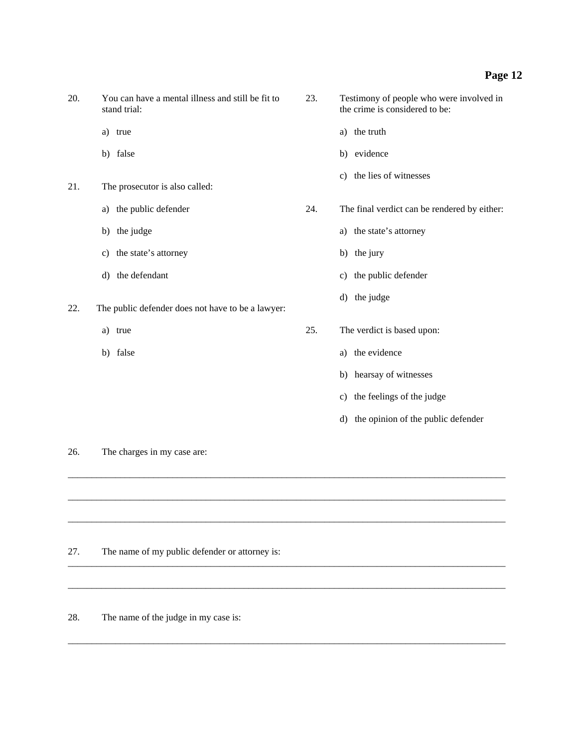20. You can have a mental illness and still be fit to stand trial:

    a) true

    b) false

21. The prosecutor is also called:

    a) the public defender

    b) the judge

    c) the state's attorney

    d) the defendant

22. The public defender does not have to be a lawyer:

    a) true

    b) false

23. Testimony of people who were involved in the crime is considered to be:

    a) the truth

    b) evidence

    c) the lies of witnesses

24. The final verdict can be rendered by either:

    a) the state's attorney

    b) the jury

    c) the public defender

    d) the judge

25. The verdict is based upon:

    a) the evidence

    b) hearsay of witnesses

    c) the feelings of the judge

    d) the opinion of the public defender

26. The charges in my case are:

_______________________________________________________________________________________

_______________________________________________________________________________________

_______________________________________________________________________________________

27. The name of my public defender or attorney is:

_______________________________________________________________________________________

_______________________________________________________________________________________

28. The name of the judge in my case is:

_______________________________________________________________________________________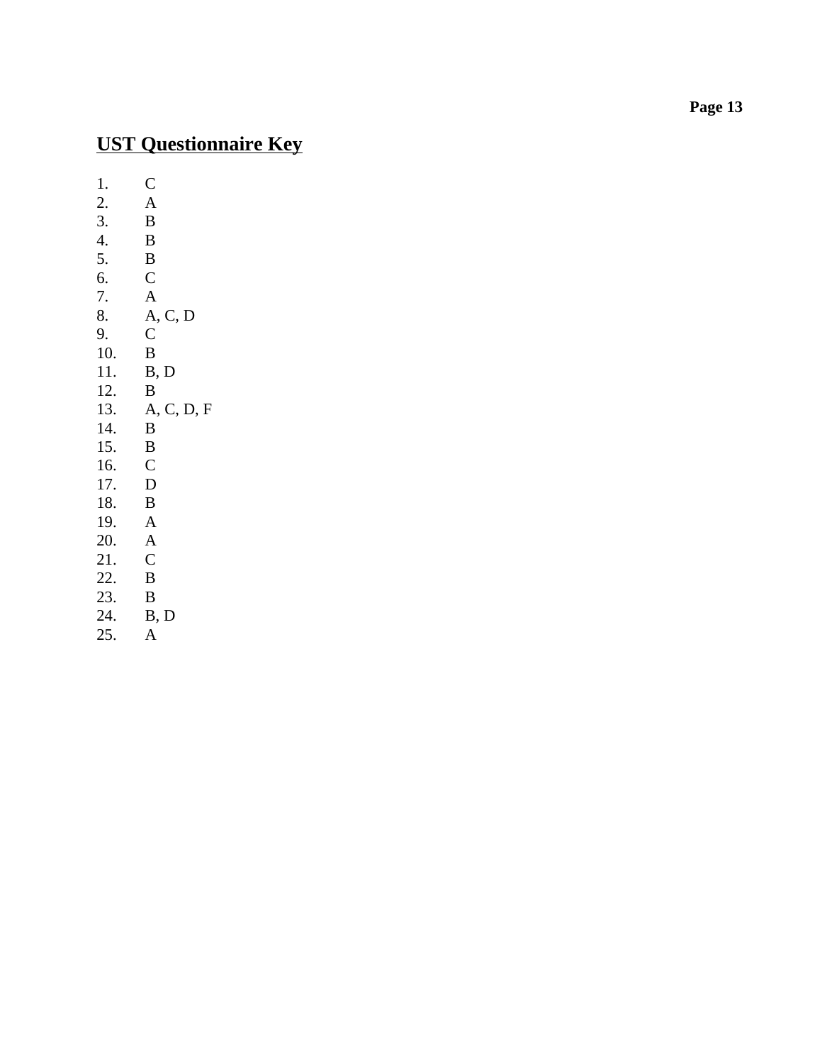## UST Questionnaire Key

1. C
2. A
3. B
4. B
5. B
6. C
7. A
8. A, C, D
9. C
10. B
11. B, D
12. B
13. A, C, D, F
14. B
15. B
16. C
17. D
18. B
19. A
20. A
21. C
22. B
23. B
24. B, D
25. A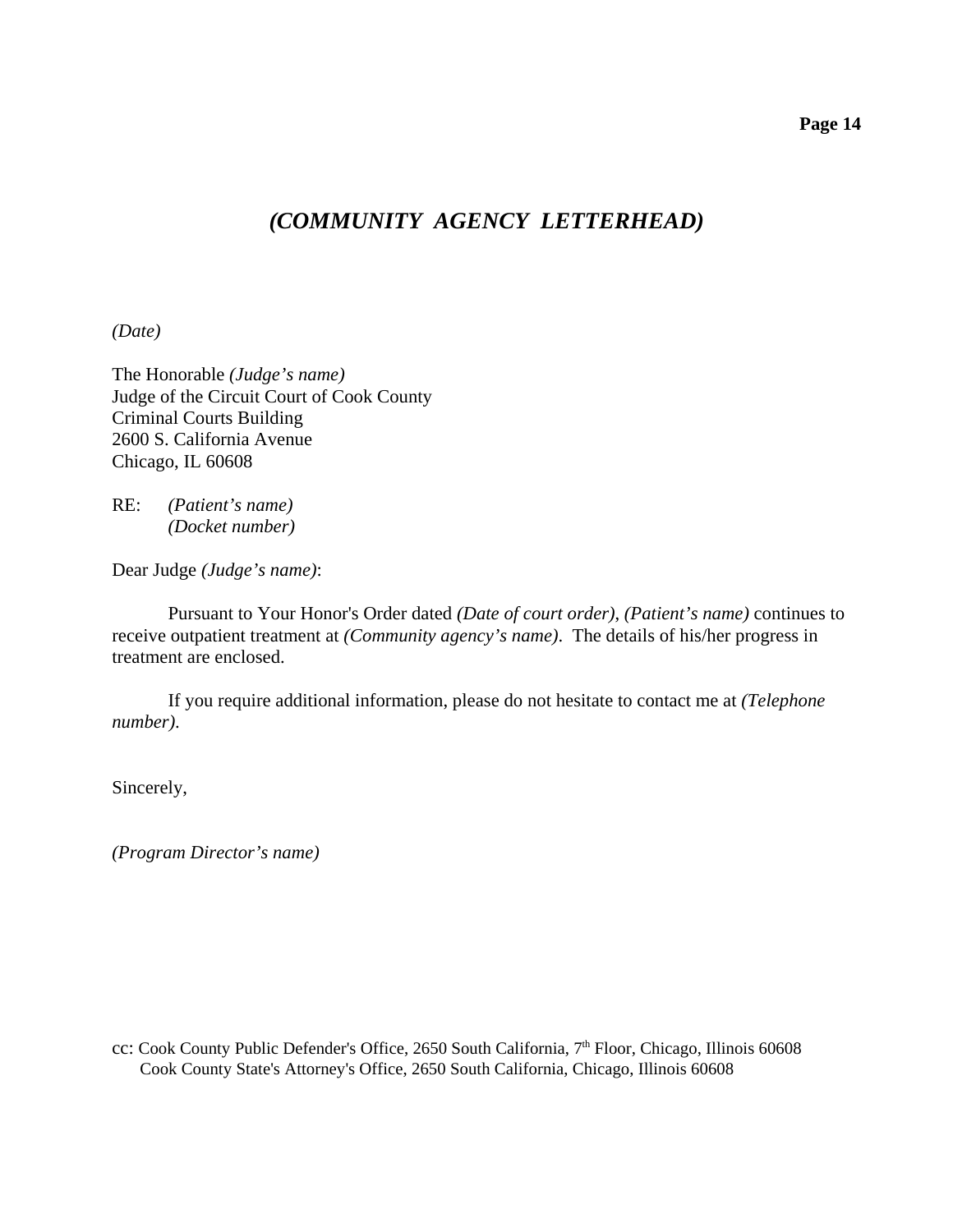# *(COMMUNITY AGENCY LETTERHEAD)*

*(Date)*

The Honorable *(Judge's name)*
Judge of the Circuit Court of Cook County
Criminal Courts Building
2600 S. California Avenue
Chicago, IL 60608

RE: *(Patient's name)*
*(Docket number)*

Dear Judge *(Judge's name)*:

Pursuant to Your Honor's Order dated *(Date of court order)*, *(Patient's name)* continues to receive outpatient treatment at *(Community agency's name)*. The details of his/her progress in treatment are enclosed.

If you require additional information, please do not hesitate to contact me at *(Telephone number)*.

Sincerely,

*(Program Director's name)*

cc: Cook County Public Defender's Office, 2650 South California, 7th Floor, Chicago, Illinois 60608
Cook County State's Attorney's Office, 2650 South California, Chicago, Illinois 60608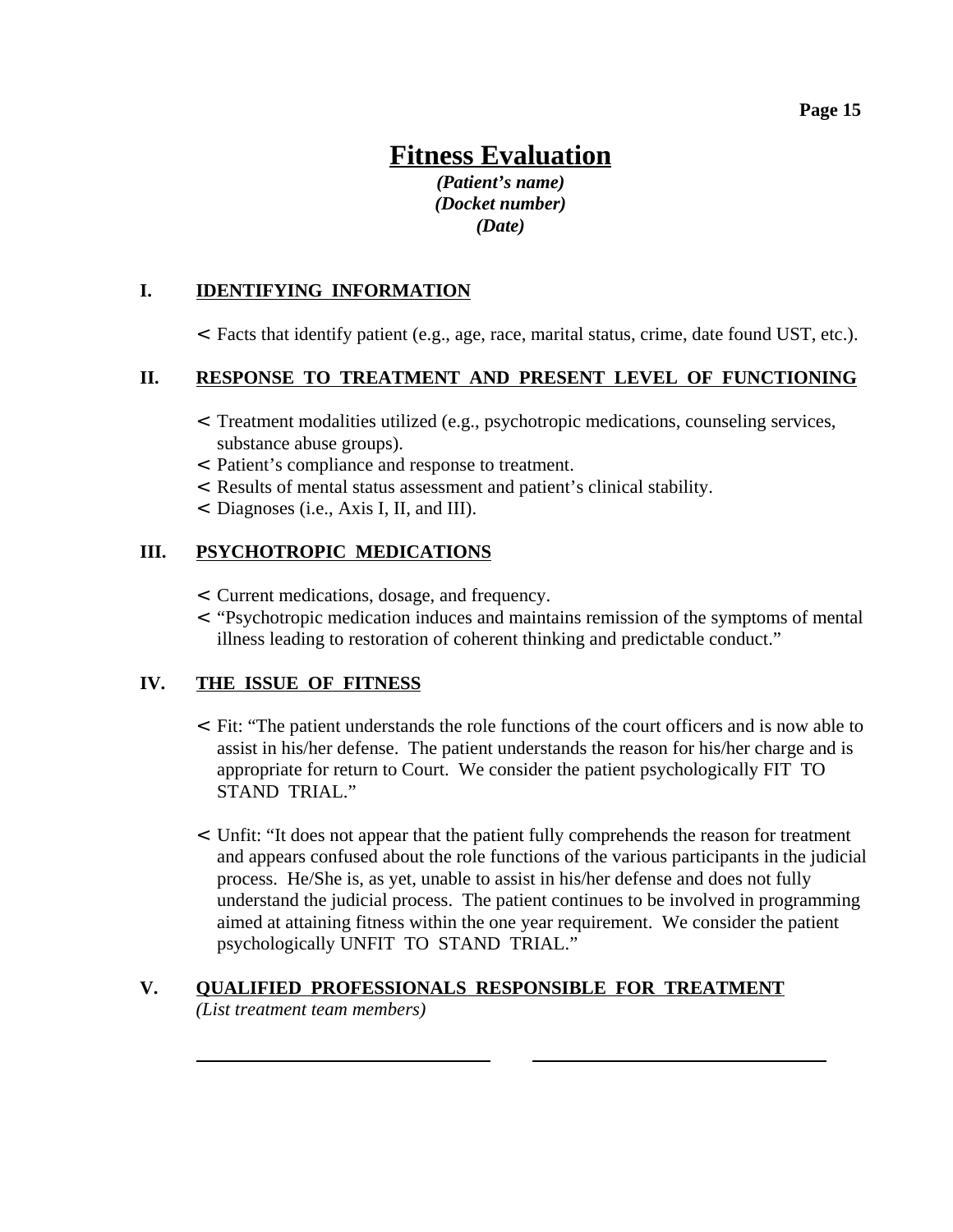# Fitness Evaluation

***(Patient's name)***
***(Docket number)***
***(Date)***

## I. IDENTIFYING INFORMATION

< Facts that identify patient (e.g., age, race, marital status, crime, date found UST, etc.).

## II. RESPONSE TO TREATMENT AND PRESENT LEVEL OF FUNCTIONING

< Treatment modalities utilized (e.g., psychotropic medications, counseling services, substance abuse groups).
< Patient's compliance and response to treatment.
< Results of mental status assessment and patient's clinical stability.
< Diagnoses (i.e., Axis I, II, and III).

## III. PSYCHOTROPIC MEDICATIONS

< Current medications, dosage, and frequency.
< "Psychotropic medication induces and maintains remission of the symptoms of mental illness leading to restoration of coherent thinking and predictable conduct."

## IV. THE ISSUE OF FITNESS

< Fit: "The patient understands the role functions of the court officers and is now able to assist in his/her defense. The patient understands the reason for his/her charge and is appropriate for return to Court. We consider the patient psychologically FIT TO STAND TRIAL."

< Unfit: "It does not appear that the patient fully comprehends the reason for treatment and appears confused about the role functions of the various participants in the judicial process. He/She is, as yet, unable to assist in his/her defense and does not fully understand the judicial process. The patient continues to be involved in programming aimed at attaining fitness within the one year requirement. We consider the patient psychologically UNFIT TO STAND TRIAL."

## V. QUALIFIED PROFESSIONALS RESPONSIBLE FOR TREATMENT

*(List treatment team members)*

\_\_\_\_\_\_\_\_\_\_\_\_\_\_\_\_\_\_\_\_\_\_\_\_\_\_\_\_\_\_ \_\_\_\_\_\_\_\_\_\_\_\_\_\_\_\_\_\_\_\_\_\_\_\_\_\_\_\_\_\_